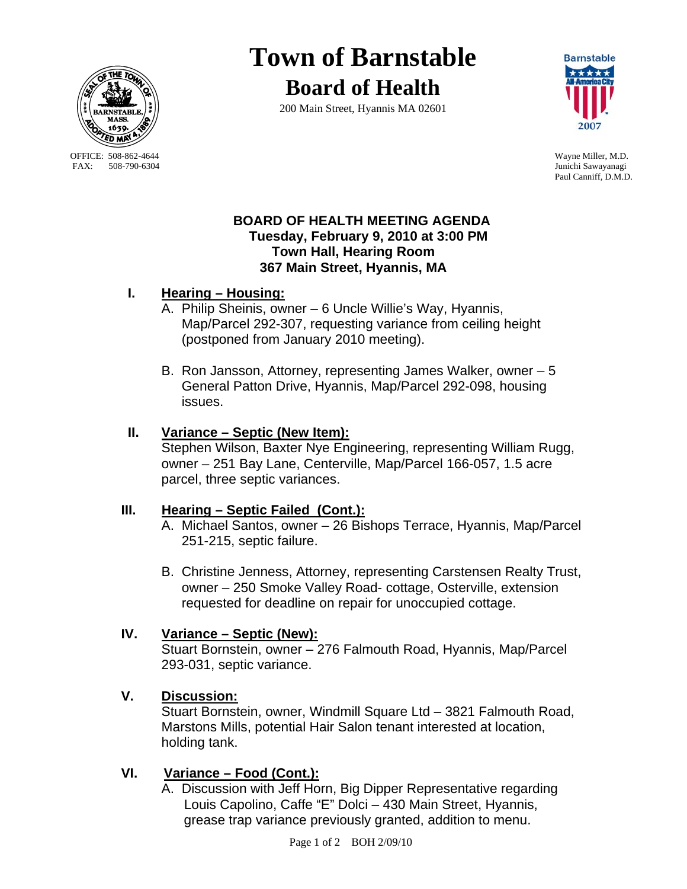# Town of Barnstable

## Board of Health

200 Main Street, Hyannis MA 02601

OFFICE: 508-862-4644
FAX: 508-790-6304

Wayne Miller, M.D.
Junichi Sawayanagi
Paul Canniff, D.M.D.

**BOARD OF HEALTH MEETING AGENDA**
**Tuesday, February 9, 2010 at 3:00 PM**
**Town Hall, Hearing Room**
**367 Main Street, Hyannis, MA**

**I. Hearing – Housing:**

A. Philip Sheinis, owner – 6 Uncle Willie's Way, Hyannis, Map/Parcel 292-307, requesting variance from ceiling height (postponed from January 2010 meeting).

B. Ron Jansson, Attorney, representing James Walker, owner – 5 General Patton Drive, Hyannis, Map/Parcel 292-098, housing issues.

**II. Variance – Septic (New Item):**

Stephen Wilson, Baxter Nye Engineering, representing William Rugg, owner – 251 Bay Lane, Centerville, Map/Parcel 166-057, 1.5 acre parcel, three septic variances.

**III. Hearing – Septic Failed (Cont.):**

A. Michael Santos, owner – 26 Bishops Terrace, Hyannis, Map/Parcel 251-215, septic failure.

B. Christine Jenness, Attorney, representing Carstensen Realty Trust, owner – 250 Smoke Valley Road- cottage, Osterville, extension requested for deadline on repair for unoccupied cottage.

**IV. Variance – Septic (New):**

Stuart Bornstein, owner – 276 Falmouth Road, Hyannis, Map/Parcel 293-031, septic variance.

**V. Discussion:**

Stuart Bornstein, owner, Windmill Square Ltd – 3821 Falmouth Road, Marstons Mills, potential Hair Salon tenant interested at location, holding tank.

**VI. Variance – Food (Cont.):**

A. Discussion with Jeff Horn, Big Dipper Representative regarding Louis Capolino, Caffe "E" Dolci – 430 Main Street, Hyannis, grease trap variance previously granted, addition to menu.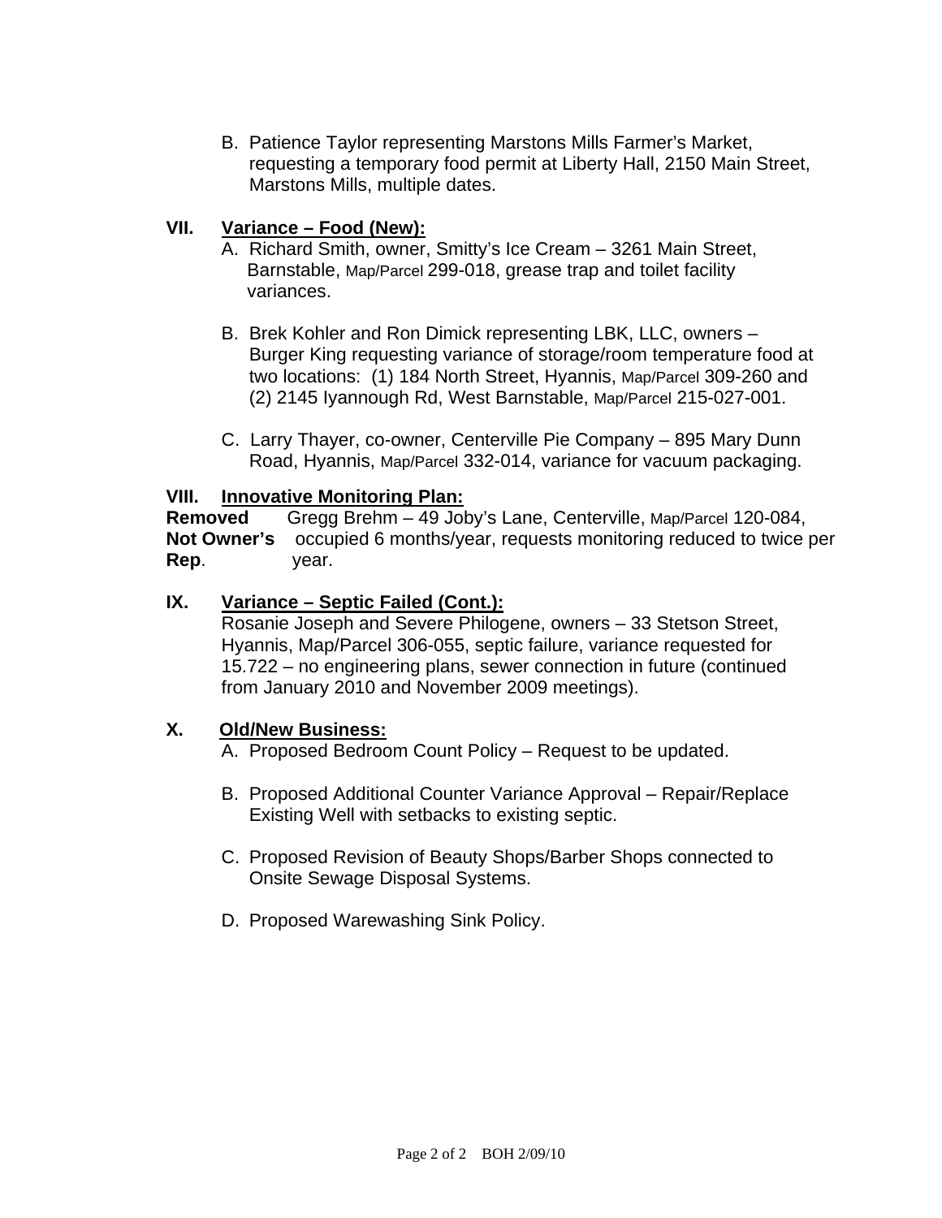B. Patience Taylor representing Marstons Mills Farmer's Market, requesting a temporary food permit at Liberty Hall, 2150 Main Street, Marstons Mills, multiple dates.

**VII. Variance – Food (New):**

A. Richard Smith, owner, Smitty's Ice Cream – 3261 Main Street, Barnstable, Map/Parcel 299-018, grease trap and toilet facility variances.

B. Brek Kohler and Ron Dimick representing LBK, LLC, owners – Burger King requesting variance of storage/room temperature food at two locations: (1) 184 North Street, Hyannis, Map/Parcel 309-260 and (2) 2145 Iyannough Rd, West Barnstable, Map/Parcel 215-027-001.

C. Larry Thayer, co-owner, Centerville Pie Company – 895 Mary Dunn Road, Hyannis, Map/Parcel 332-014, variance for vacuum packaging.

**VIII. Innovative Monitoring Plan:**

**Removed Not Owner's Rep.** Gregg Brehm – 49 Joby's Lane, Centerville, Map/Parcel 120-084, occupied 6 months/year, requests monitoring reduced to twice per year.

**IX. Variance – Septic Failed (Cont.):**

Rosanie Joseph and Severe Philogene, owners – 33 Stetson Street, Hyannis, Map/Parcel 306-055, septic failure, variance requested for 15.722 – no engineering plans, sewer connection in future (continued from January 2010 and November 2009 meetings).

**X. Old/New Business:**

A. Proposed Bedroom Count Policy – Request to be updated.

B. Proposed Additional Counter Variance Approval – Repair/Replace Existing Well with setbacks to existing septic.

C. Proposed Revision of Beauty Shops/Barber Shops connected to Onsite Sewage Disposal Systems.

D. Proposed Warewashing Sink Policy.